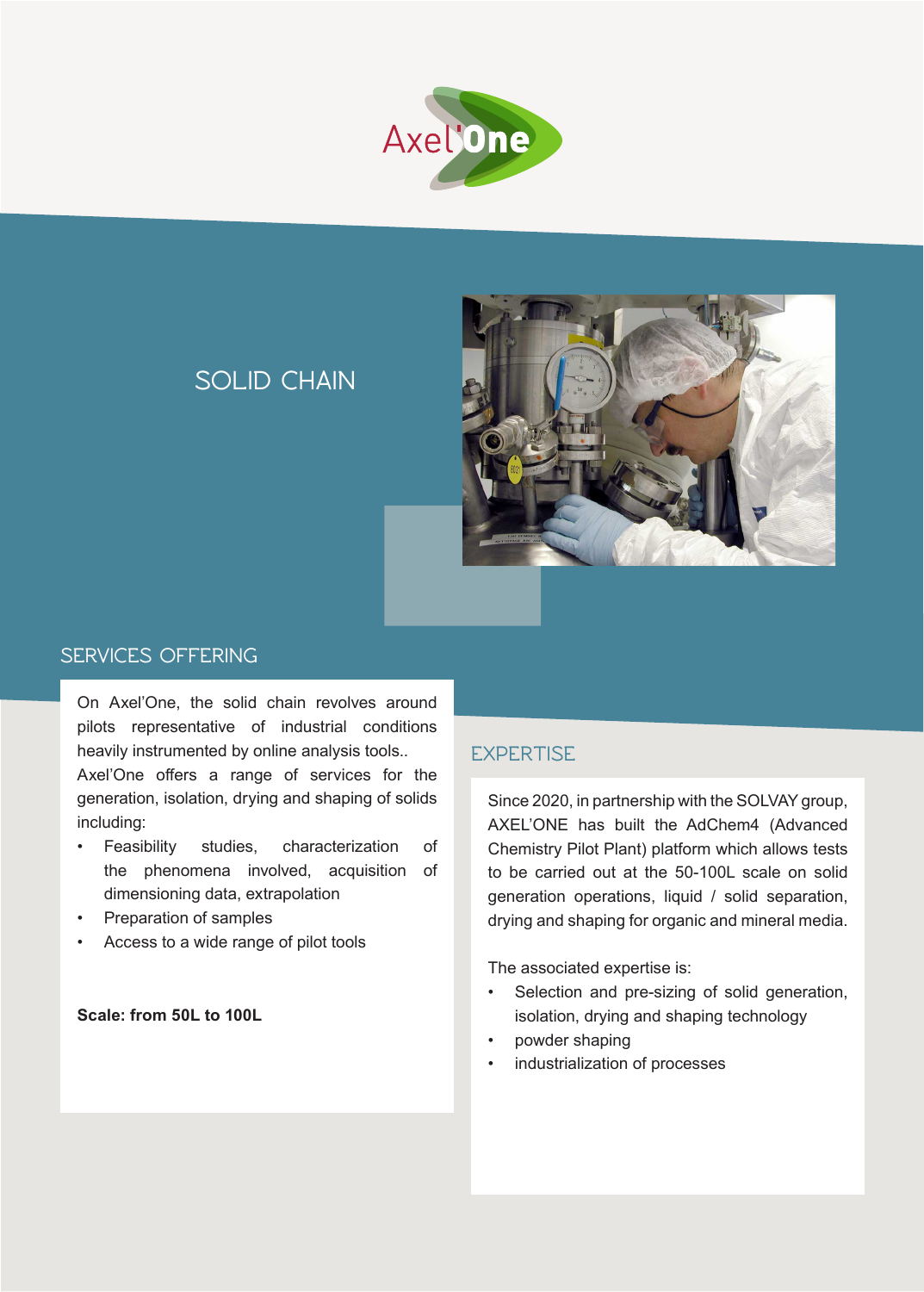Axel'One

# SOLID CHAIN

## SERVICES OFFERING

On Axel'One, the solid chain revolves around pilots representative of industrial conditions heavily instrumented by online analysis tools..
Axel'One offers a range of services for the generation, isolation, drying and shaping of solids including:

- Feasibility studies, characterization of the phenomena involved, acquisition of dimensioning data, extrapolation
- Preparation of samples
- Access to a wide range of pilot tools

**Scale: from 50L to 100L**

## EXPERTISE

Since 2020, in partnership with the SOLVAY group, AXEL'ONE has built the AdChem4 (Advanced Chemistry Pilot Plant) platform which allows tests to be carried out at the 50-100L scale on solid generation operations, liquid / solid separation, drying and shaping for organic and mineral media.

The associated expertise is:

- Selection and pre-sizing of solid generation, isolation, drying and shaping technology
- powder shaping
- industrialization of processes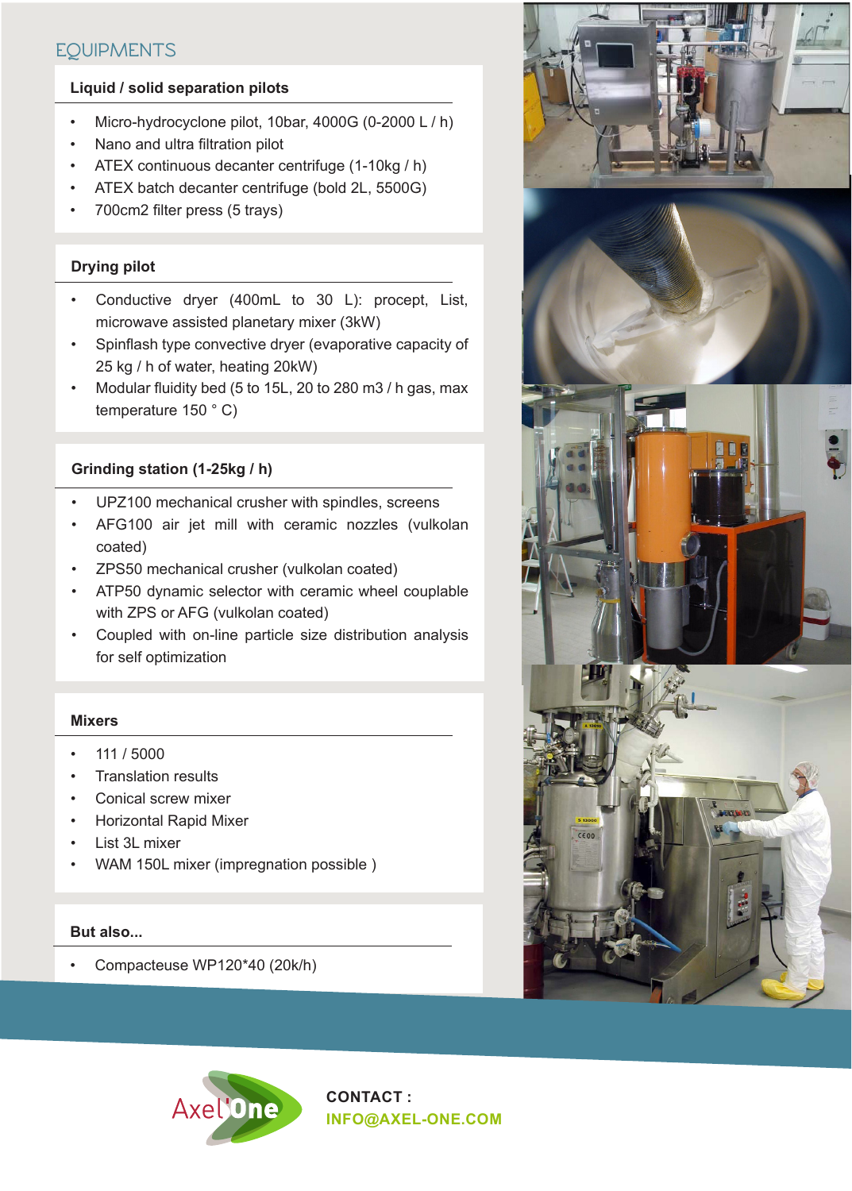# EQUIPMENTS

## Liquid / solid separation pilots

- Micro-hydrocyclone pilot, 10bar, 4000G (0-2000 L / h)
- Nano and ultra filtration pilot
- ATEX continuous decanter centrifuge (1-10kg / h)
- ATEX batch decanter centrifuge (bold 2L, 5500G)
- 700cm2 filter press (5 trays)

## Drying pilot

- Conductive dryer (400mL to 30 L): procept, List, microwave assisted planetary mixer (3kW)
- Spinflash type convective dryer (evaporative capacity of 25 kg / h of water, heating 20kW)
- Modular fluidity bed (5 to 15L, 20 to 280 m3 / h gas, max temperature 150 ° C)

## Grinding station (1-25kg / h)

- UPZ100 mechanical crusher with spindles, screens
- AFG100 air jet mill with ceramic nozzles (vulkolan coated)
- ZPS50 mechanical crusher (vulkolan coated)
- ATP50 dynamic selector with ceramic wheel couplable with ZPS or AFG (vulkolan coated)
- Coupled with on-line particle size distribution analysis for self optimization

## Mixers

- 111 / 5000
- Translation results
- Conical screw mixer
- Horizontal Rapid Mixer
- List 3L mixer
- WAM 150L mixer (impregnation possible )

## But also...

- Compacteuse WP120*40 (20k/h)

Axel'One

**CONTACT :**
**INFO@AXEL-ONE.COM**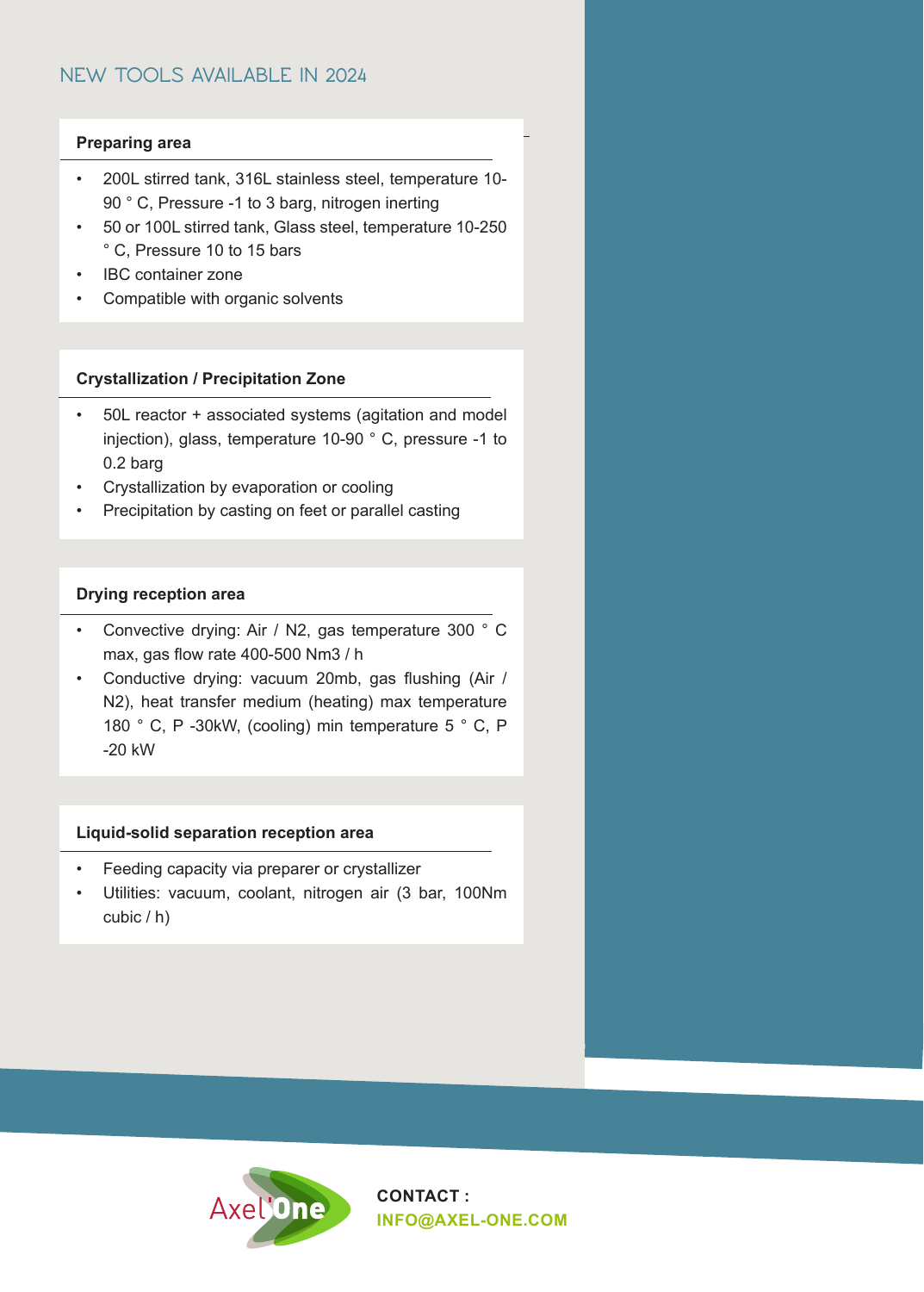## NEW TOOLS AVAILABLE IN 2024

### Preparing area

- 200L stirred tank, 316L stainless steel, temperature 10-90 ° C, Pressure -1 to 3 barg, nitrogen inerting
- 50 or 100L stirred tank, Glass steel, temperature 10-250 ° C, Pressure 10 to 15 bars
- IBC container zone
- Compatible with organic solvents

### Crystallization / Precipitation Zone

- 50L reactor + associated systems (agitation and model injection), glass, temperature 10-90 ° C, pressure -1 to 0.2 barg
- Crystallization by evaporation or cooling
- Precipitation by casting on feet or parallel casting

### Drying reception area

- Convective drying: Air / N2, gas temperature 300 ° C max, gas flow rate 400-500 Nm3 / h
- Conductive drying: vacuum 20mb, gas flushing (Air / N2), heat transfer medium (heating) max temperature 180 ° C, P -30kW, (cooling) min temperature 5 ° C, P -20 kW

### Liquid-solid separation reception area

- Feeding capacity via preparer or crystallizer
- Utilities: vacuum, coolant, nitrogen air (3 bar, 100Nm cubic / h)

Axel'One

**CONTACT :**
**INFO@AXEL-ONE.COM**